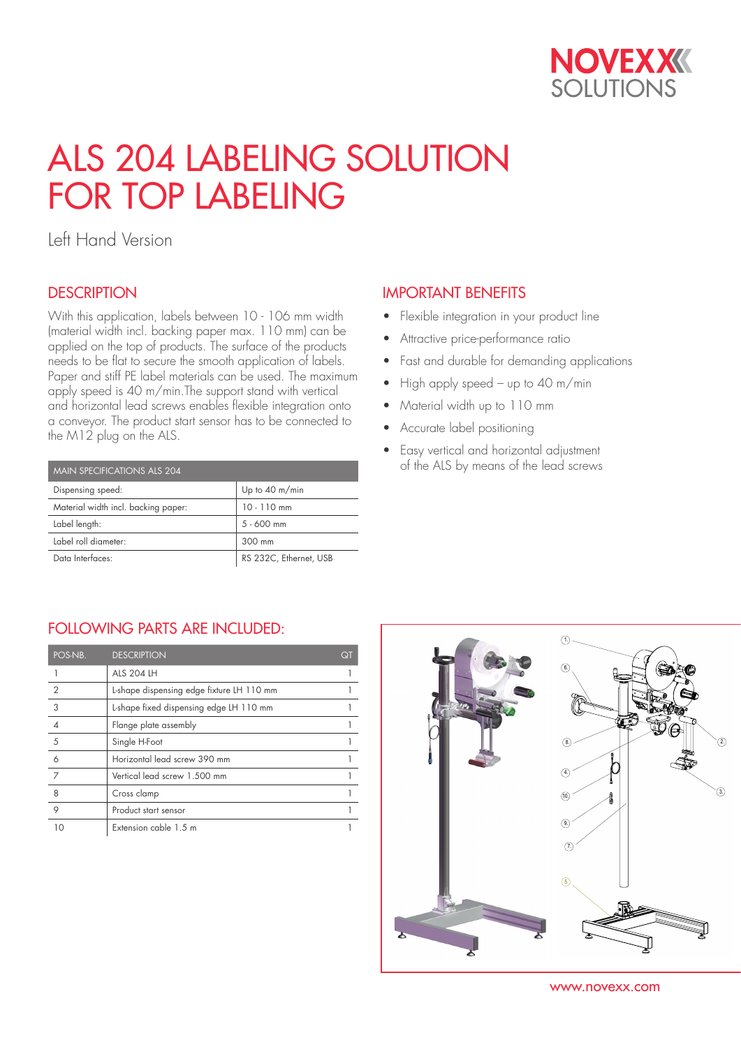# ALS 204 LABELING SOLUTION FOR TOP LABELING

Left Hand Version

## DESCRIPTION

With this application, labels between 10 - 106 mm width (material width incl. backing paper max. 110 mm) can be applied on the top of products. The surface of the products needs to be flat to secure the smooth application of labels. Paper and stiff PE label materials can be used. The maximum apply speed is 40 m/min.The support stand with vertical and horizontal lead screws enables flexible integration onto a conveyor. The product start sensor has to be connected to the M12 plug on the ALS.

| MAIN SPECIFICATIONS ALS 204 | |
|---|---|
| Dispensing speed: | Up to 40 m/min |
| Material width incl. backing paper: | 10 - 110 mm |
| Label length: | 5 - 600 mm |
| Label roll diameter: | 300 mm |
| Data Interfaces: | RS 232C, Ethernet, USB |

## IMPORTANT BENEFITS

- Flexible integration in your product line
- Attractive price-performance ratio
- Fast and durable for demanding applications
- High apply speed – up to 40 m/min
- Material width up to 110 mm
- Accurate label positioning
- Easy vertical and horizontal adjustment of the ALS by means of the lead screws

## FOLLOWING PARTS ARE INCLUDED:

| POS-NB. | DESCRIPTION | QT |
|---|---|---|
| 1 | ALS 204 LH | 1 |
| 2 | L-shape dispensing edge fixture LH 110 mm | 1 |
| 3 | L-shape fixed dispensing edge LH 110 mm | 1 |
| 4 | Flange plate assembly | 1 |
| 5 | Single H-Foot | 1 |
| 6 | Horizontal lead screw 390 mm | 1 |
| 7 | Vertical lead screw 1.500 mm | 1 |
| 8 | Cross clamp | 1 |
| 9 | Product start sensor | 1 |
| 10 | Extension cable 1.5 m | 1 |

www.novexx.com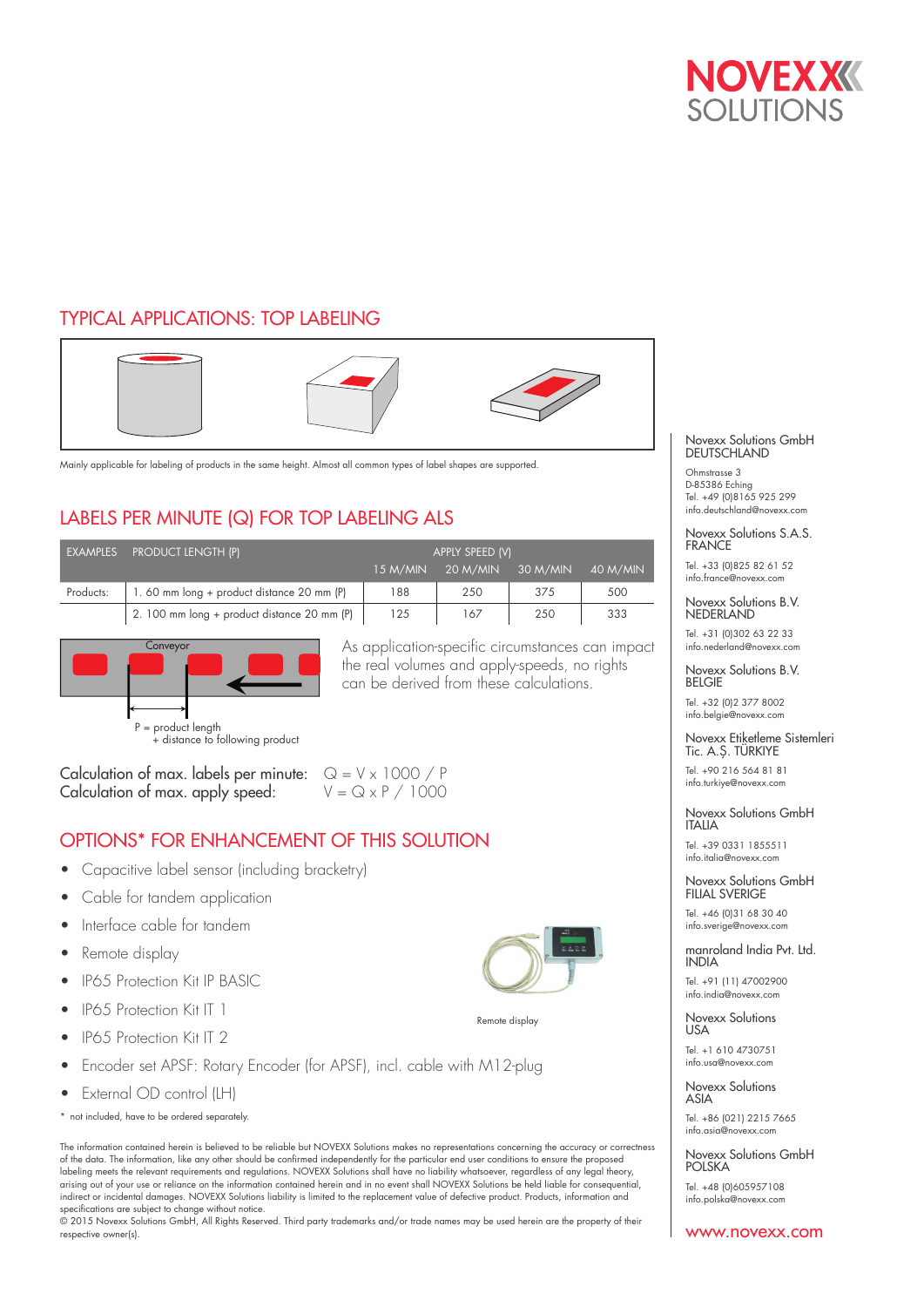NOVEXX SOLUTIONS

## TYPICAL APPLICATIONS: TOP LABELING

Mainly applicable for labeling of products in the same height. Almost all common types of label shapes are supported.

## LABELS PER MINUTE (Q) FOR TOP LABELING ALS

| EXAMPLES | PRODUCT LENGTH (P) | APPLY SPEED (V) | | | |
|---|---|---|---|---|---|
| | | 15 M/MIN | 20 M/MIN | 30 M/MIN | 40 M/MIN |
| Products: | 1. 60 mm long + product distance 20 mm (P) | 188 | 250 | 375 | 500 |
| | 2. 100 mm long + product distance 20 mm (P) | 125 | 167 | 250 | 333 |

Conveyor

P = product length
+ distance to following product

As application-specific circumstances can impact the real volumes and apply-speeds, no rights can be derived from these calculations.

Calculation of max. labels per minute: $Q = V \times 1000 / P$

Calculation of max. apply speed: $V = Q \times P / 1000$

## OPTIONS* FOR ENHANCEMENT OF THIS SOLUTION

- Capacitive label sensor (including bracketry)
- Cable for tandem application
- Interface cable for tandem
- Remote display
- IP65 Protection Kit IP BASIC
- IP65 Protection Kit IT 1
- IP65 Protection Kit IT 2
- Encoder set APSF: Rotary Encoder (for APSF), incl. cable with M12-plug
- External OD control (LH)

Remote display

\* not included, have to be ordered separately.

The information contained herein is believed to be reliable but NOVEXX Solutions makes no representations concerning the accuracy or correctness of the data. The information, like any other should be confirmed independently for the particular end user conditions to ensure the proposed labeling meets the relevant requirements and regulations. NOVEXX Solutions shall have no liability whatsoever, regardless of any legal theory, arising out of your use or reliance on the information contained herein and in no event shall NOVEXX Solutions be held liable for consequential, indirect or incidental damages. NOVEXX Solutions liability is limited to the replacement value of defective product. Products, information and specifications are subject to change without notice.
© 2015 Novexx Solutions GmbH, All Rights Reserved. Third party trademarks and/or trade names may be used herein are the property of their respective owner(s).

Novexx Solutions GmbH
DEUTSCHLAND
Ohmstrasse 3
D-85386 Eching
Tel. +49 (0)8165 925 299
info.deutschland@novexx.com

Novexx Solutions S.A.S.
FRANCE
Tel. +33 (0)825 82 61 52
info.france@novexx.com

Novexx Solutions B.V.
NEDERLAND
Tel. +31 (0)302 63 22 33
info.nederland@novexx.com

Novexx Solutions B.V.
BELGIE
Tel. +32 (0)2 377 8002
info.belgie@novexx.com

Novexx Etiketleme Sistemleri Tic. A.Ş. TÜRKIYE
Tel. +90 216 564 81 81
info.turkiye@novexx.com

Novexx Solutions GmbH
ITALIA
Tel. +39 0331 1855511
info.italia@novexx.com

Novexx Solutions GmbH
FILIAL SVERIGE
Tel. +46 (0)31 68 30 40
info.sverige@novexx.com

manroland India Pvt. Ltd.
INDIA
Tel. +91 (11) 47002900
info.india@novexx.com

Novexx Solutions
USA
Tel. +1 610 4730751
info.usa@novexx.com

Novexx Solutions
ASIA
Tel. +86 (021) 2215 7665
info.asia@novexx.com

Novexx Solutions GmbH
POLSKA
Tel. +48 (0)605957108
info.polska@novexx.com

www.novexx.com